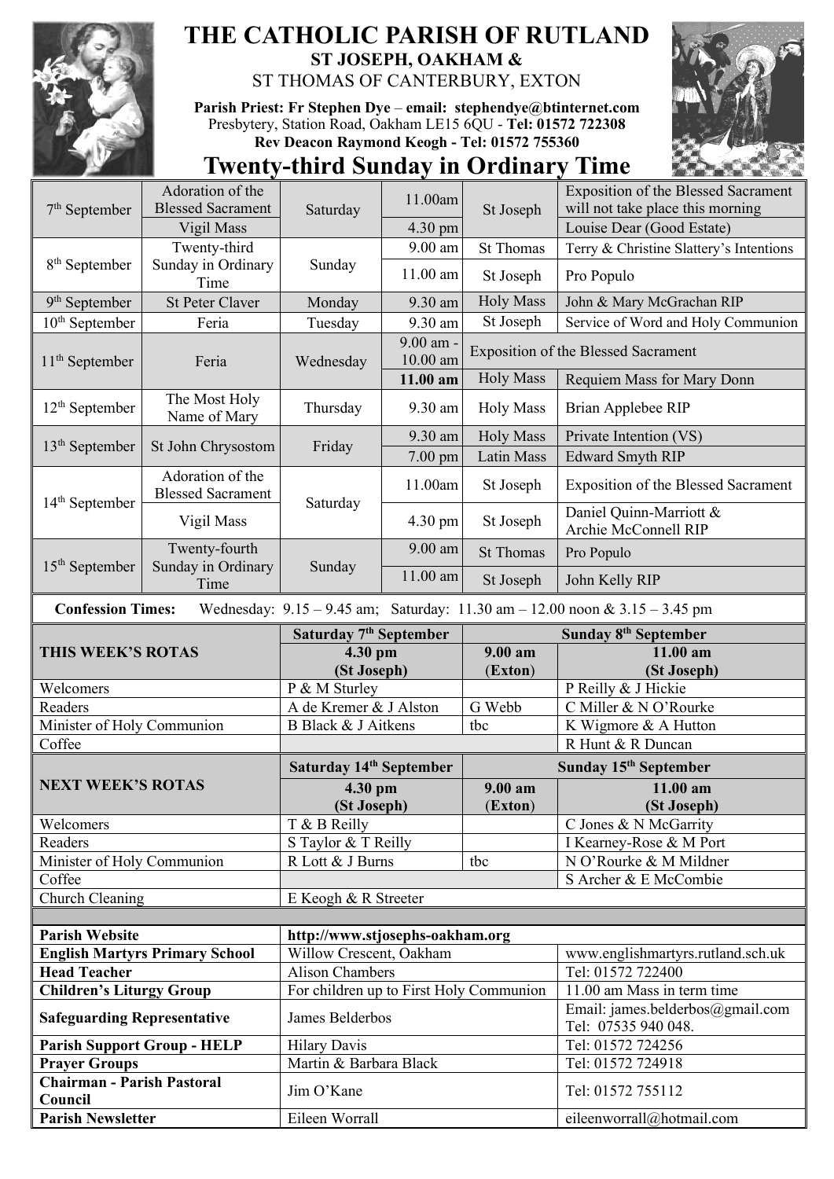# THE CATHOLIC PARISH OF RUTLAND

## ST JOSEPH, OAKHAM &

## ST THOMAS OF CANTERBURY, EXTON

**Parish Priest: Fr Stephen Dye – email: stephendye@btinternet.com**
Presbytery, Station Road, Oakham LE15 6QU - **Tel: 01572 722308**
**Rev Deacon Raymond Keogh - Tel: 01572 755360**

# Twenty-third Sunday in Ordinary Time

| Date | Occasion | Day | Time | Place | Intention |
|---|---|---|---|---|---|
| 7th September | Adoration of the Blessed Sacrament | Saturday | 11.00am | St Joseph | Exposition of the Blessed Sacrament will not take place this morning |
| | Vigil Mass | | 4.30 pm | | Louise Dear (Good Estate) |
| 8th September | Twenty-third Sunday in Ordinary Time | Sunday | 9.00 am | St Thomas | Terry & Christine Slattery's Intentions |
| | | | 11.00 am | St Joseph | Pro Populo |
| 9th September | St Peter Claver | Monday | 9.30 am | Holy Mass | John & Mary McGrachan RIP |
| 10th September | Feria | Tuesday | 9.30 am | St Joseph | Service of Word and Holy Communion |
| 11th September | Feria | Wednesday | 9.00 am - 10.00 am | Exposition of the Blessed Sacrament | |
| | | | **11.00 am** | Holy Mass | Requiem Mass for Mary Donn |
| 12th September | The Most Holy Name of Mary | Thursday | 9.30 am | Holy Mass | Brian Applebee RIP |
| 13th September | St John Chrysostom | Friday | 9.30 am | Holy Mass | Private Intention (VS) |
| | | | 7.00 pm | Latin Mass | Edward Smyth RIP |
| 14th September | Adoration of the Blessed Sacrament | Saturday | 11.00am | St Joseph | Exposition of the Blessed Sacrament |
| | Vigil Mass | | 4.30 pm | St Joseph | Daniel Quinn-Marriott & Archie McConnell RIP |
| 15th September | Twenty-fourth Sunday in Ordinary Time | Sunday | 9.00 am | St Thomas | Pro Populo |
| | | | 11.00 am | St Joseph | John Kelly RIP |

**Confession Times:** Wednesday: 9.15 – 9.45 am; Saturday: 11.30 am – 12.00 noon & 3.15 – 3.45 pm

| THIS WEEK'S ROTAS | Saturday 7th September 4.30 pm (St Joseph) | Sunday 8th September 9.00 am (Exton) | Sunday 8th September 11.00 am (St Joseph) |
|---|---|---|---|
| Welcomers | P & M Sturley | | P Reilly & J Hickie |
| Readers | A de Kremer & J Alston | G Webb | C Miller & N O'Rourke |
| Minister of Holy Communion | B Black & J Aitkens | tbc | K Wigmore & A Hutton |
| Coffee | | | R Hunt & R Duncan |

| NEXT WEEK'S ROTAS | Saturday 14th September 4.30 pm (St Joseph) | Sunday 15th September 9.00 am (Exton) | Sunday 15th September 11.00 am (St Joseph) |
|---|---|---|---|
| Welcomers | T & B Reilly | | C Jones & N McGarrity |
| Readers | S Taylor & T Reilly | | I Kearney-Rose & M Port |
| Minister of Holy Communion | R Lott & J Burns | tbc | N O'Rourke & M Mildner |
| Coffee | | | S Archer & E McCombie |
| Church Cleaning | E Keogh & R Streeter | | |

| | | |
|---|---|---|
| **Parish Website** | http://www.stjosephs-oakham.org | |
| **English Martyrs Primary School** | Willow Crescent, Oakham | www.englishmartyrs.rutland.sch.uk |
| **Head Teacher** | Alison Chambers | Tel: 01572 722400 |
| **Children's Liturgy Group** | For children up to First Holy Communion | 11.00 am Mass in term time |
| **Safeguarding Representative** | James Belderbos | Email: james.belderbos@gmail.com Tel: 07535 940 048. |
| **Parish Support Group - HELP** | Hilary Davis | Tel: 01572 724256 |
| **Prayer Groups** | Martin & Barbara Black | Tel: 01572 724918 |
| **Chairman - Parish Pastoral Council** | Jim O'Kane | Tel: 01572 755112 |
| **Parish Newsletter** | Eileen Worrall | eileenworrall@hotmail.com |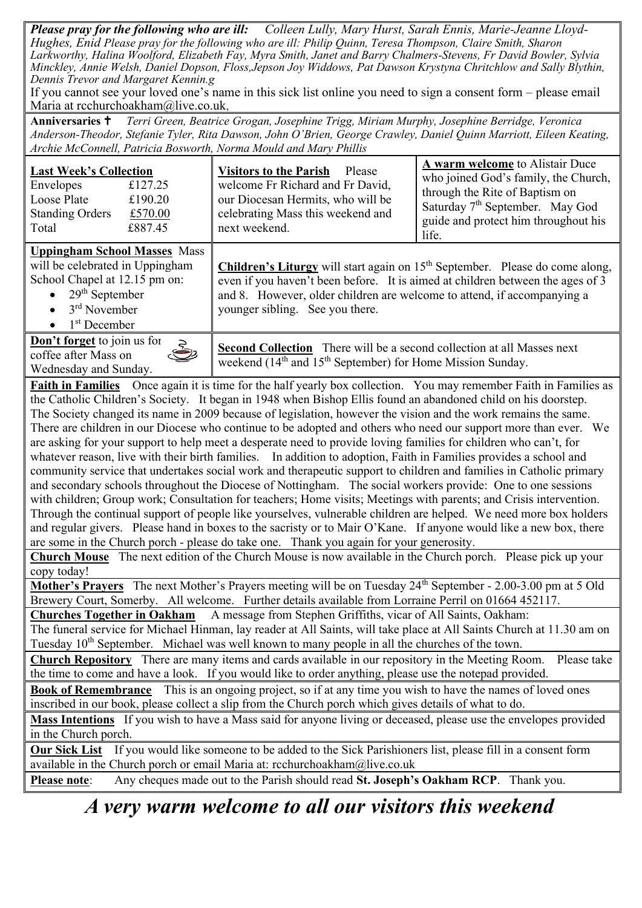***Please pray for the following who are ill:*** *Colleen Lully, Mary Hurst, Sarah Ennis, Marie-Jeanne Lloyd-Hughes, Enid Please pray for the following who are ill: Philip Quinn, Teresa Thompson, Claire Smith, Sharon Larkworthy, Halina Woolford, Elizabeth Fay, Myra Smith, Janet and Barry Chalmers-Stevens, Fr David Bowler, Sylvia Minckley, Annie Welsh, Daniel Dopson, Floss,Jepson Joy Widdows, Pat Dawson Krystyna Chritchlow and Sally Blythin, Dennis Trevor and Margaret Kennin.g*

If you cannot see your loved one's name in this sick list online you need to sign a consent form – please email Maria at rcchurchoakham@live.co.uk,

**Anniversaries ✝** *Terri Green, Beatrice Grogan, Josephine Trigg, Miriam Murphy, Josephine Berridge, Veronica Anderson-Theodor, Stefanie Tyler, Rita Dawson, John O'Brien, George Crawley, Daniel Quinn Marriott, Eileen Keating, Archie McConnell, Patricia Bosworth, Norma Mould and Mary Phillis*

**Last Week's Collection**

| | |
|---|---|
| Envelopes | £127.25 |
| Loose Plate | £190.20 |
| Standing Orders | £570.00 |
| Total | £887.45 |

**Visitors to the Parish** Please welcome Fr Richard and Fr David, our Diocesan Hermits, who will be celebrating Mass this weekend and next weekend.

**A warm welcome** to Alistair Duce who joined God's family, the Church, through the Rite of Baptism on Saturday 7th September. May God guide and protect him throughout his life.

**Uppingham School Masses** Mass will be celebrated in Uppingham School Chapel at 12.15 pm on:

- 29th September
- 3rd November
- 1st December

**Children's Liturgy** will start again on 15th September. Please do come along, even if you haven't been before. It is aimed at children between the ages of 3 and 8. However, older children are welcome to attend, if accompanying a younger sibling. See you there.

**Don't forget** to join us for coffee after Mass on Wednesday and Sunday.

**Second Collection** There will be a second collection at all Masses next weekend (14th and 15th September) for Home Mission Sunday.

**Faith in Families** Once again it is time for the half yearly box collection. You may remember Faith in Families as the Catholic Children's Society. It began in 1948 when Bishop Ellis found an abandoned child on his doorstep. The Society changed its name in 2009 because of legislation, however the vision and the work remains the same. There are children in our Diocese who continue to be adopted and others who need our support more than ever. We are asking for your support to help meet a desperate need to provide loving families for children who can't, for whatever reason, live with their birth families. In addition to adoption, Faith in Families provides a school and community service that undertakes social work and therapeutic support to children and families in Catholic primary and secondary schools throughout the Diocese of Nottingham. The social workers provide: One to one sessions with children; Group work; Consultation for teachers; Home visits; Meetings with parents; and Crisis intervention. Through the continual support of people like yourselves, vulnerable children are helped. We need more box holders and regular givers. Please hand in boxes to the sacristy or to Mair O'Kane. If anyone would like a new box, there are some in the Church porch - please do take one. Thank you again for your generosity.

**Church Mouse** The next edition of the Church Mouse is now available in the Church porch. Please pick up your copy today!

**Mother's Prayers** The next Mother's Prayers meeting will be on Tuesday 24th September - 2.00-3.00 pm at 5 Old Brewery Court, Somerby. All welcome. Further details available from Lorraine Perril on 01664 452117.

**Churches Together in Oakham** A message from Stephen Griffiths, vicar of All Saints, Oakham:
The funeral service for Michael Hinman, lay reader at All Saints, will take place at All Saints Church at 11.30 am on Tuesday 10th September. Michael was well known to many people in all the churches of the town.

**Church Repository** There are many items and cards available in our repository in the Meeting Room. Please take the time to come and have a look. If you would like to order anything, please use the notepad provided.

**Book of Remembrance** This is an ongoing project, so if at any time you wish to have the names of loved ones inscribed in our book, please collect a slip from the Church porch which gives details of what to do.

**Mass Intentions** If you wish to have a Mass said for anyone living or deceased, please use the envelopes provided in the Church porch.

**Our Sick List** If you would like someone to be added to the Sick Parishioners list, please fill in a consent form available in the Church porch or email Maria at: rcchurchoakham@live.co.uk

**Please note**: Any cheques made out to the Parish should read **St. Joseph's Oakham RCP**. Thank you.

# *A very warm welcome to all our visitors this weekend*